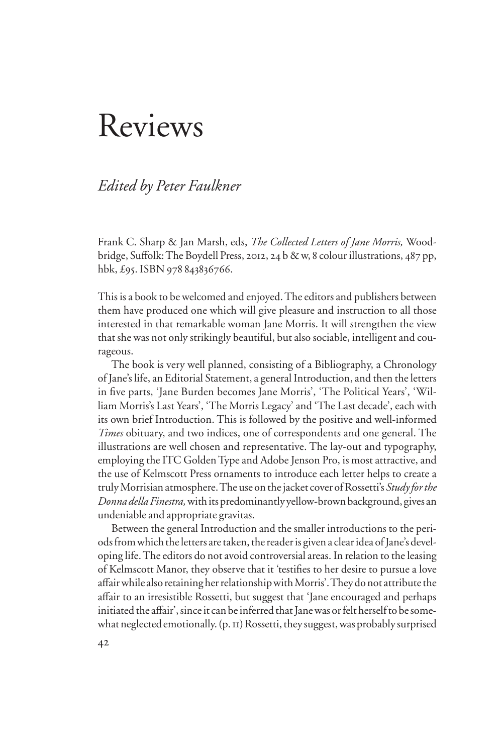# Reviews

## *Edited by Peter Faulkner*

Frank C. Sharp & Jan Marsh, eds, *The Collected Letters of Jane Morris,* Woodbridge, Suffolk: The Boydell Press, 2012, 24 b & w, 8 colour illustrations, 487 pp, hbk, £95. ISBN 978 843836766.

This is a book to be welcomed and enjoyed. The editors and publishers between them have produced one which will give pleasure and instruction to all those interested in that remarkable woman Jane Morris. It will strengthen the view that she was not only strikingly beautiful, but also sociable, intelligent and courageous.

The book is very well planned, consisting of a Bibliography, a Chronology of Jane's life, an Editorial Statement, a general Introduction, and then the letters in five parts, 'Jane Burden becomes Jane Morris', 'The Political Years', 'William Morris's Last Years', 'The Morris Legacy' and 'The Last decade', each with its own brief Introduction. This is followed by the positive and well-informed *Times* obituary, and two indices, one of correspondents and one general. The illustrations are well chosen and representative. The lay-out and typography, employing the ITC Golden Type and Adobe Jenson Pro, is most attractive, and the use of Kelmscott Press ornaments to introduce each letter helps to create a truly Morrisian atmosphere. The use on the jacket cover of Rossetti's *Study for the Donna della Finestra,* with its predominantly yellow-brown background, gives an undeniable and appropriate gravitas.

Between the general Introduction and the smaller introductions to the periods from which the letters are taken, the reader is given a clear idea of Jane's developing life. The editors do not avoid controversial areas. In relation to the leasing of Kelmscott Manor, they observe that it 'testifies to her desire to pursue a love affair while also retaining her relationship with Morris'. They do not attribute the affair to an irresistible Rossetti, but suggest that 'Jane encouraged and perhaps initiated the affair', since it can be inferred that Jane was or felt herself to be somewhat neglected emotionally. (p. 11) Rossetti, they suggest, was probably surprised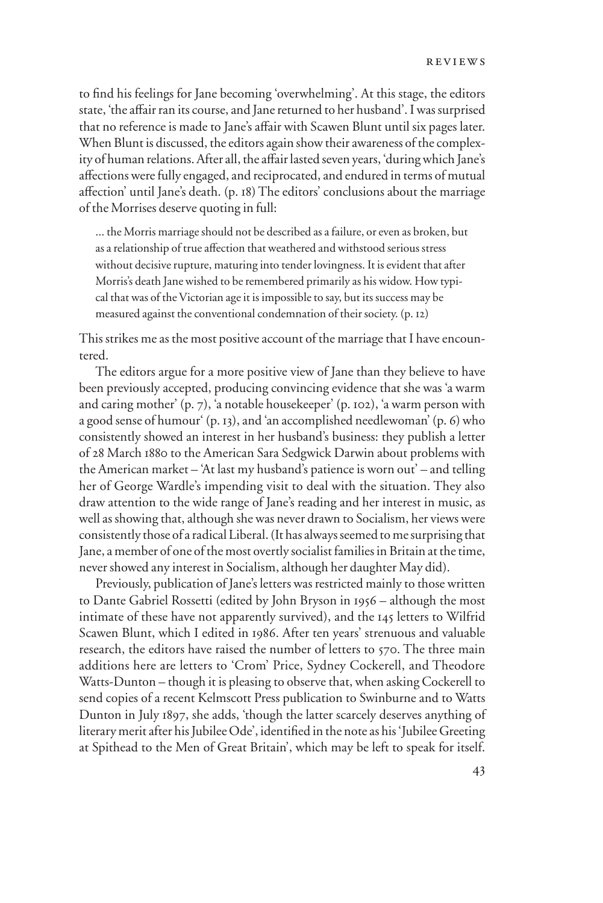to find his feelings for Jane becoming 'overwhelming'. At this stage, the editors state, 'the affair ran its course, and Jane returned to her husband'. I was surprised that no reference is made to Jane's affair with Scawen Blunt until six pages later. When Blunt is discussed, the editors again show their awareness of the complexity of human relations. After all, the affair lasted seven years, 'during which Jane's affections were fully engaged, and reciprocated, and endured in terms of mutual affection' until Jane's death. (p. 18) The editors' conclusions about the marriage of the Morrises deserve quoting in full:

> ... the Morris marriage should not be described as a failure, or even as broken, but as a relationship of true affection that weathered and withstood serious stress without decisive rupture, maturing into tender lovingness. It is evident that after Morris's death Jane wished to be remembered primarily as his widow. How typical that was of the Victorian age it is impossible to say, but its success may be measured against the conventional condemnation of their society. (p. 12)

This strikes me as the most positive account of the marriage that I have encountered.

The editors argue for a more positive view of Jane than they believe to have been previously accepted, producing convincing evidence that she was 'a warm and caring mother' (p. 7), 'a notable housekeeper' (p. 102), 'a warm person with a good sense of humour' (p. 13), and 'an accomplished needlewoman' (p. 6) who consistently showed an interest in her husband's business: they publish a letter of 28 March 1880 to the American Sara Sedgwick Darwin about problems with the American market – 'At last my husband's patience is worn out' – and telling her of George Wardle's impending visit to deal with the situation. They also draw attention to the wide range of Jane's reading and her interest in music, as well as showing that, although she was never drawn to Socialism, her views were consistently those of a radical Liberal. (It has always seemed to me surprising that Jane, a member of one of the most overtly socialist families in Britain at the time, never showed any interest in Socialism, although her daughter May did).

Previously, publication of Jane's letters was restricted mainly to those written to Dante Gabriel Rossetti (edited by John Bryson in 1956 – although the most intimate of these have not apparently survived), and the 145 letters to Wilfrid Scawen Blunt, which I edited in 1986. After ten years' strenuous and valuable research, the editors have raised the number of letters to 570. The three main additions here are letters to 'Crom' Price, Sydney Cockerell, and Theodore Watts-Dunton – though it is pleasing to observe that, when asking Cockerell to send copies of a recent Kelmscott Press publication to Swinburne and to Watts Dunton in July 1897, she adds, 'though the latter scarcely deserves anything of literary merit after his Jubilee Ode', identified in the note as his 'Jubilee Greeting at Spithead to the Men of Great Britain', which may be left to speak for itself.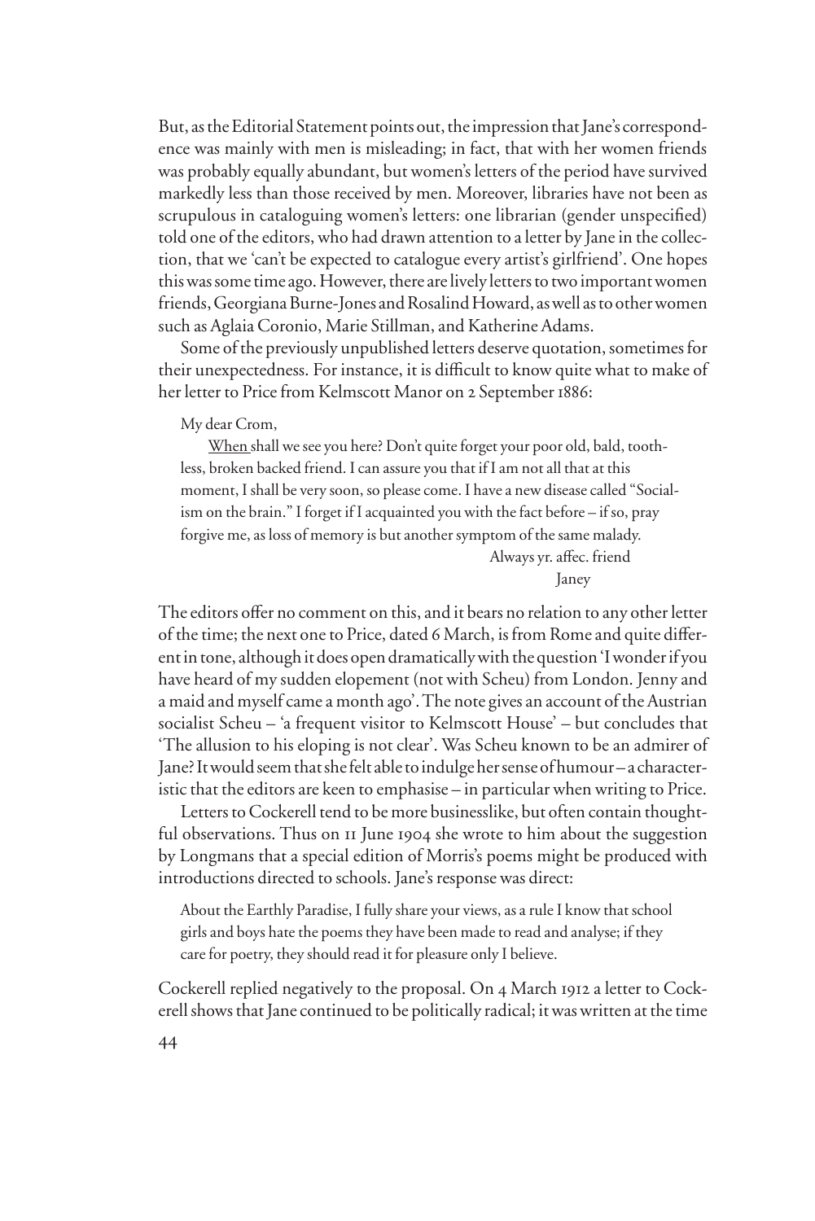But, as the Editorial Statement points out, the impression that Jane's correspondence was mainly with men is misleading; in fact, that with her women friends was probably equally abundant, but women's letters of the period have survived markedly less than those received by men. Moreover, libraries have not been as scrupulous in cataloguing women's letters: one librarian (gender unspecified) told one of the editors, who had drawn attention to a letter by Jane in the collection, that we 'can't be expected to catalogue every artist's girlfriend'. One hopes this was some time ago. However, there are lively letters to two important women friends, Georgiana Burne-Jones and Rosalind Howard, as well as to other women such as Aglaia Coronio, Marie Stillman, and Katherine Adams.

Some of the previously unpublished letters deserve quotation, sometimes for their unexpectedness. For instance, it is difficult to know quite what to make of her letter to Price from Kelmscott Manor on 2 September 1886:

> My dear Crom,
>
> <u>When</u> shall we see you here? Don't quite forget your poor old, bald, toothless, broken backed friend. I can assure you that if I am not all that at this moment, I shall be very soon, so please come. I have a new disease called "Socialism on the brain." I forget if I acquainted you with the fact before – if so, pray forgive me, as loss of memory is but another symptom of the same malady.
>
> Always yr. affec. friend
>
> Janey

The editors offer no comment on this, and it bears no relation to any other letter of the time; the next one to Price, dated 6 March, is from Rome and quite different in tone, although it does open dramatically with the question 'I wonder if you have heard of my sudden elopement (not with Scheu) from London. Jenny and a maid and myself came a month ago'. The note gives an account of the Austrian socialist Scheu – 'a frequent visitor to Kelmscott House' – but concludes that 'The allusion to his eloping is not clear'. Was Scheu known to be an admirer of Jane? It would seem that she felt able to indulge her sense of humour – a characteristic that the editors are keen to emphasise – in particular when writing to Price.

Letters to Cockerell tend to be more businesslike, but often contain thoughtful observations. Thus on 11 June 1904 she wrote to him about the suggestion by Longmans that a special edition of Morris's poems might be produced with introductions directed to schools. Jane's response was direct:

> About the Earthly Paradise, I fully share your views, as a rule I know that school girls and boys hate the poems they have been made to read and analyse; if they care for poetry, they should read it for pleasure only I believe.

Cockerell replied negatively to the proposal. On 4 March 1912 a letter to Cockerell shows that Jane continued to be politically radical; it was written at the time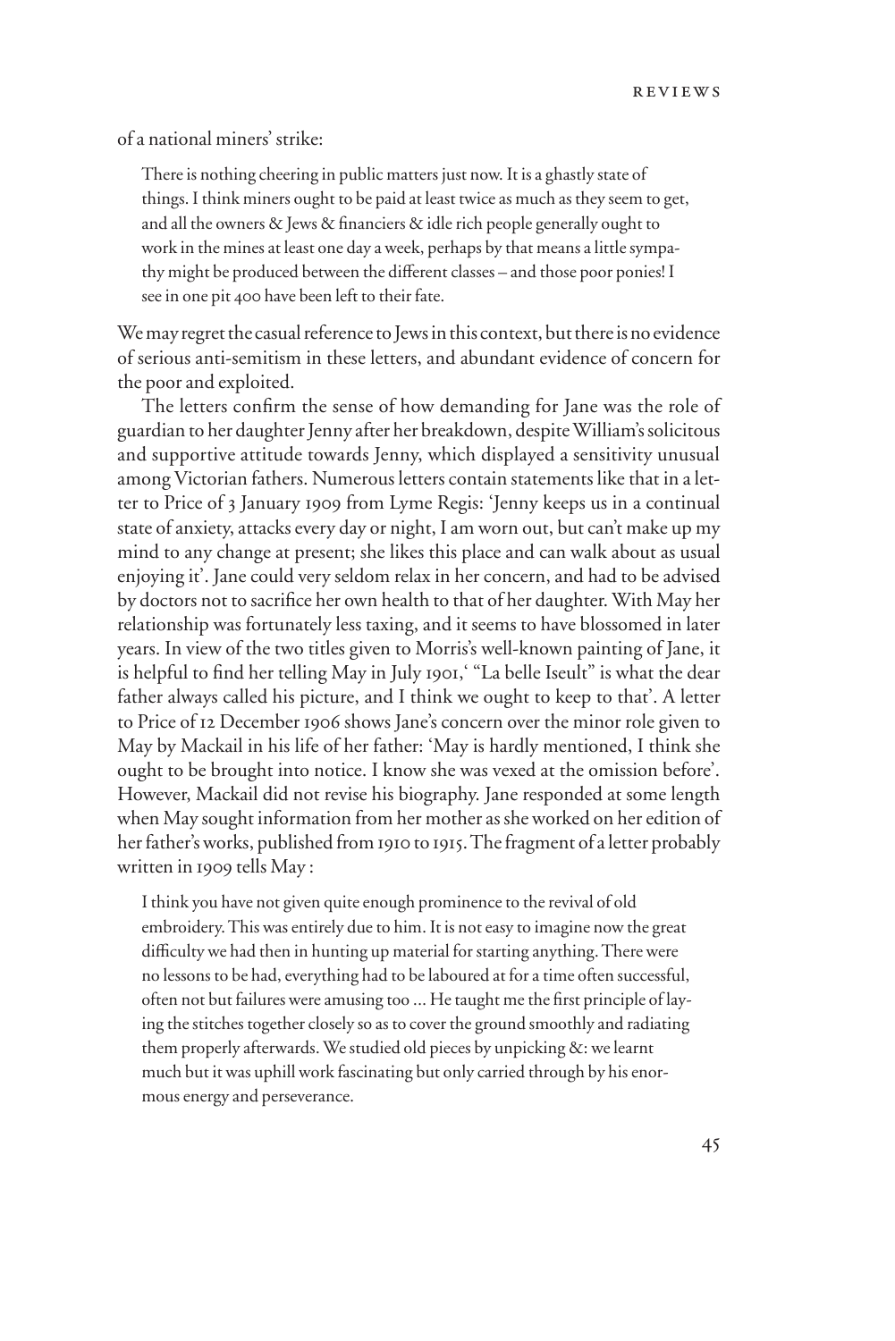of a national miners' strike:

> There is nothing cheering in public matters just now. It is a ghastly state of things. I think miners ought to be paid at least twice as much as they seem to get, and all the owners & Jews & financiers & idle rich people generally ought to work in the mines at least one day a week, perhaps by that means a little sympathy might be produced between the different classes – and those poor ponies! I see in one pit 400 have been left to their fate.

We may regret the casual reference to Jews in this context, but there is no evidence of serious anti-semitism in these letters, and abundant evidence of concern for the poor and exploited.

The letters confirm the sense of how demanding for Jane was the role of guardian to her daughter Jenny after her breakdown, despite William's solicitous and supportive attitude towards Jenny, which displayed a sensitivity unusual among Victorian fathers. Numerous letters contain statements like that in a letter to Price of 3 January 1909 from Lyme Regis: 'Jenny keeps us in a continual state of anxiety, attacks every day or night, I am worn out, but can't make up my mind to any change at present; she likes this place and can walk about as usual enjoying it'. Jane could very seldom relax in her concern, and had to be advised by doctors not to sacrifice her own health to that of her daughter. With May her relationship was fortunately less taxing, and it seems to have blossomed in later years. In view of the two titles given to Morris's well-known painting of Jane, it is helpful to find her telling May in July 1901,' "La belle Iseult" is what the dear father always called his picture, and I think we ought to keep to that'. A letter to Price of 12 December 1906 shows Jane's concern over the minor role given to May by Mackail in his life of her father: 'May is hardly mentioned, I think she ought to be brought into notice. I know she was vexed at the omission before'. However, Mackail did not revise his biography. Jane responded at some length when May sought information from her mother as she worked on her edition of her father's works, published from 1910 to 1915. The fragment of a letter probably written in 1909 tells May :

> I think you have not given quite enough prominence to the revival of old embroidery. This was entirely due to him. It is not easy to imagine now the great difficulty we had then in hunting up material for starting anything. There were no lessons to be had, everything had to be laboured at for a time often successful, often not but failures were amusing too ... He taught me the first principle of laying the stitches together closely so as to cover the ground smoothly and radiating them properly afterwards. We studied old pieces by unpicking &: we learnt much but it was uphill work fascinating but only carried through by his enormous energy and perseverance.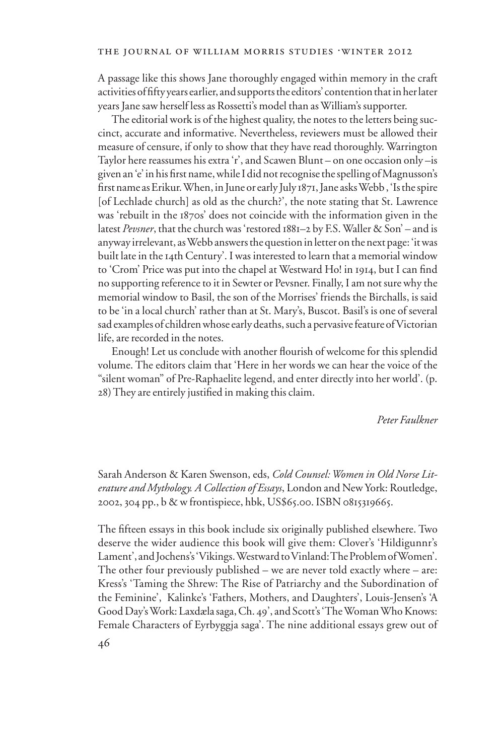A passage like this shows Jane thoroughly engaged within memory in the craft activities of fifty years earlier, and supports the editors' contention that in her later years Jane saw herself less as Rossetti's model than as William's supporter.

The editorial work is of the highest quality, the notes to the letters being succinct, accurate and informative. Nevertheless, reviewers must be allowed their measure of censure, if only to show that they have read thoroughly. Warrington Taylor here reassumes his extra 'r', and Scawen Blunt – on one occasion only –is given an 'e' in his first name, while I did not recognise the spelling of Magnusson's first name as Erikur. When, in June or early July 1871, Jane asks Webb , 'Is the spire [of Lechlade church] as old as the church?', the note stating that St. Lawrence was 'rebuilt in the 1870s' does not coincide with the information given in the latest *Pevsner*, that the church was 'restored 1881–2 by F.S. Waller & Son' – and is anyway irrelevant, as Webb answers the question in letter on the next page: 'it was built late in the 14th Century'. I was interested to learn that a memorial window to 'Crom' Price was put into the chapel at Westward Ho! in 1914, but I can find no supporting reference to it in Sewter or Pevsner. Finally, I am not sure why the memorial window to Basil, the son of the Morrises' friends the Birchalls, is said to be 'in a local church' rather than at St. Mary's, Buscot. Basil's is one of several sad examples of children whose early deaths, such a pervasive feature of Victorian life, are recorded in the notes.

Enough! Let us conclude with another flourish of welcome for this splendid volume. The editors claim that 'Here in her words we can hear the voice of the "silent woman" of Pre-Raphaelite legend, and enter directly into her world'. (p. 28) They are entirely justified in making this claim.

*Peter Faulkner*

Sarah Anderson & Karen Swenson, eds, *Cold Counsel: Women in Old Norse Literature and Mythology. A Collection of Essays*, London and New York: Routledge, 2002, 304 pp., b & w frontispiece, hbk, US$65.00. ISBN 0815319665.

The fifteen essays in this book include six originally published elsewhere. Two deserve the wider audience this book will give them: Clover's 'Hildigunnr's Lament', and Jochens's 'Vikings. Westward to Vinland: The Problem of Women'. The other four previously published – we are never told exactly where – are: Kress's 'Taming the Shrew: The Rise of Patriarchy and the Subordination of the Feminine', Kalinke's 'Fathers, Mothers, and Daughters', Louis-Jensen's 'A Good Day's Work: Laxdæla saga, Ch. 49', and Scott's 'The Woman Who Knows: Female Characters of Eyrbyggja saga'. The nine additional essays grew out of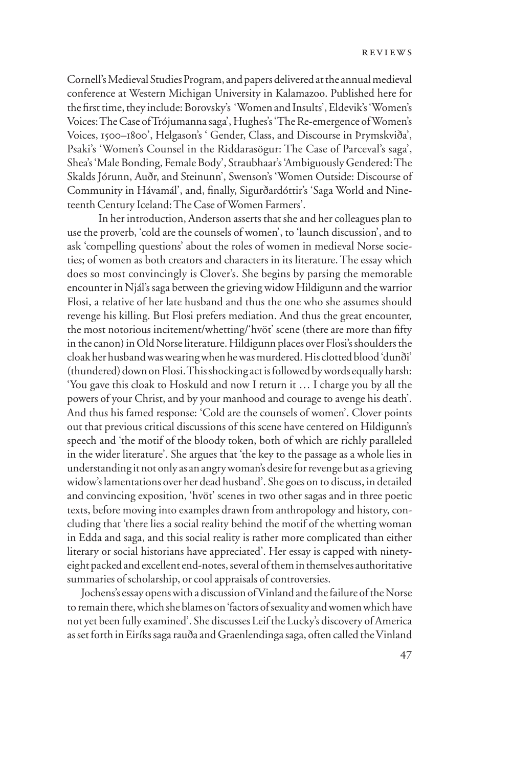Cornell's Medieval Studies Program, and papers delivered at the annual medieval conference at Western Michigan University in Kalamazoo. Published here for the first time, they include: Borovsky's 'Women and Insults', Eldevik's 'Women's Voices: The Case of Trójumanna saga', Hughes's 'The Re-emergence of Women's Voices, 1500–1800', Helgason's ' Gender, Class, and Discourse in Þrymskviða', Psaki's 'Women's Counsel in the Riddarasögur: The Case of Parceval's saga', Shea's 'Male Bonding, Female Body', Straubhaar's 'Ambiguously Gendered: The Skalds Jórunn, Auðr, and Steinunn', Swenson's 'Women Outside: Discourse of Community in Hávamál', and, finally, Sigurðardóttir's 'Saga World and Nineteenth Century Iceland: The Case of Women Farmers'.

In her introduction, Anderson asserts that she and her colleagues plan to use the proverb, 'cold are the counsels of women', to 'launch discussion', and to ask 'compelling questions' about the roles of women in medieval Norse societies; of women as both creators and characters in its literature. The essay which does so most convincingly is Clover's. She begins by parsing the memorable encounter in Njál's saga between the grieving widow Hildigunn and the warrior Flosi, a relative of her late husband and thus the one who she assumes should revenge his killing. But Flosi prefers mediation. And thus the great encounter, the most notorious incitement/whetting/'hvöt' scene (there are more than fifty in the canon) in Old Norse literature. Hildigunn places over Flosi's shoulders the cloak her husband was wearing when he was murdered. His clotted blood 'dunði' (thundered) down on Flosi. This shocking act is followed by words equally harsh: 'You gave this cloak to Hoskuld and now I return it … I charge you by all the powers of your Christ, and by your manhood and courage to avenge his death'. And thus his famed response: 'Cold are the counsels of women'. Clover points out that previous critical discussions of this scene have centered on Hildigunn's speech and 'the motif of the bloody token, both of which are richly paralleled in the wider literature'. She argues that 'the key to the passage as a whole lies in understanding it not only as an angry woman's desire for revenge but as a grieving widow's lamentations over her dead husband'. She goes on to discuss, in detailed and convincing exposition, 'hvöt' scenes in two other sagas and in three poetic texts, before moving into examples drawn from anthropology and history, concluding that 'there lies a social reality behind the motif of the whetting woman in Edda and saga, and this social reality is rather more complicated than either literary or social historians have appreciated'. Her essay is capped with ninety-eight packed and excellent end-notes, several of them in themselves authoritative summaries of scholarship, or cool appraisals of controversies.

Jochens's essay opens with a discussion of Vinland and the failure of the Norse to remain there, which she blames on 'factors of sexuality and women which have not yet been fully examined'. She discusses Leif the Lucky's discovery of America as set forth in Eiríks saga rauða and Graenlendinga saga, often called the Vinland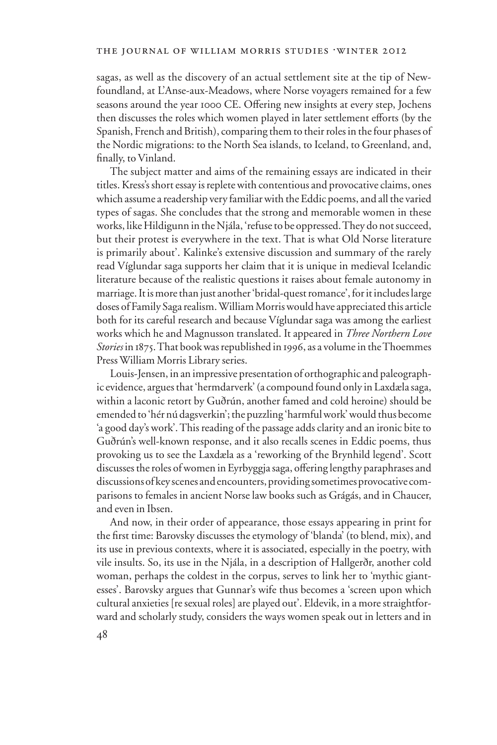sagas, as well as the discovery of an actual settlement site at the tip of Newfoundland, at L'Anse-aux-Meadows, where Norse voyagers remained for a few seasons around the year 1000 CE. Offering new insights at every step, Jochens then discusses the roles which women played in later settlement efforts (by the Spanish, French and British), comparing them to their roles in the four phases of the Nordic migrations: to the North Sea islands, to Iceland, to Greenland, and, finally, to Vinland.

The subject matter and aims of the remaining essays are indicated in their titles. Kress's short essay is replete with contentious and provocative claims, ones which assume a readership very familiar with the Eddic poems, and all the varied types of sagas. She concludes that the strong and memorable women in these works, like Hildigunn in the Njála, 'refuse to be oppressed. They do not succeed, but their protest is everywhere in the text. That is what Old Norse literature is primarily about'. Kalinke's extensive discussion and summary of the rarely read Víglundar saga supports her claim that it is unique in medieval Icelandic literature because of the realistic questions it raises about female autonomy in marriage. It is more than just another 'bridal-quest romance', for it includes large doses of Family Saga realism. William Morris would have appreciated this article both for its careful research and because Víglundar saga was among the earliest works which he and Magnusson translated. It appeared in *Three Northern Love Stories* in 1875. That book was republished in 1996, as a volume in the Thoemmes Press William Morris Library series.

Louis-Jensen, in an impressive presentation of orthographic and paleographic evidence, argues that 'hermdarverk' (a compound found only in Laxdæla saga, within a laconic retort by Guðrún, another famed and cold heroine) should be emended to 'hér nú dagsverkin'; the puzzling 'harmful work' would thus become 'a good day's work'. This reading of the passage adds clarity and an ironic bite to Guðrún's well-known response, and it also recalls scenes in Eddic poems, thus provoking us to see the Laxdæla as a 'reworking of the Brynhild legend'. Scott discusses the roles of women in Eyrbyggja saga, offering lengthy paraphrases and discussions of key scenes and encounters, providing sometimes provocative comparisons to females in ancient Norse law books such as Grágás, and in Chaucer, and even in Ibsen.

And now, in their order of appearance, those essays appearing in print for the first time: Barovsky discusses the etymology of 'blanda' (to blend, mix), and its use in previous contexts, where it is associated, especially in the poetry, with vile insults. So, its use in the Njála, in a description of Hallgerðr, another cold woman, perhaps the coldest in the corpus, serves to link her to 'mythic giantesses'. Barovsky argues that Gunnar's wife thus becomes a 'screen upon which cultural anxieties [re sexual roles] are played out'. Eldevik, in a more straightforward and scholarly study, considers the ways women speak out in letters and in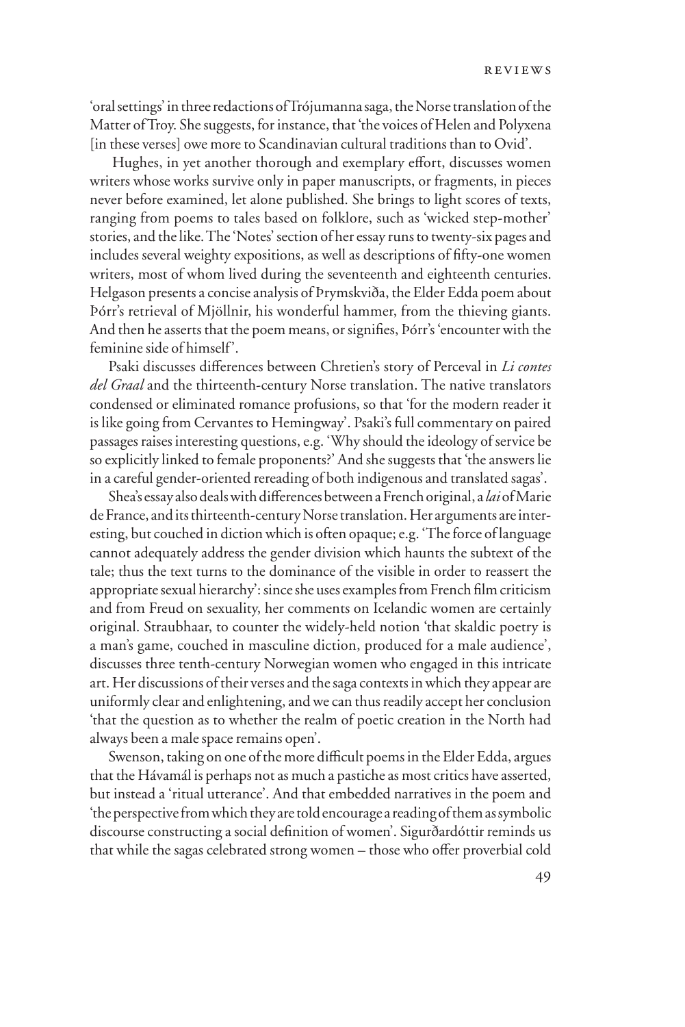'oral settings' in three redactions of Trójumanna saga, the Norse translation of the Matter of Troy. She suggests, for instance, that 'the voices of Helen and Polyxena [in these verses] owe more to Scandinavian cultural traditions than to Ovid'.

Hughes, in yet another thorough and exemplary effort, discusses women writers whose works survive only in paper manuscripts, or fragments, in pieces never before examined, let alone published. She brings to light scores of texts, ranging from poems to tales based on folklore, such as 'wicked step-mother' stories, and the like. The 'Notes' section of her essay runs to twenty-six pages and includes several weighty expositions, as well as descriptions of fifty-one women writers, most of whom lived during the seventeenth and eighteenth centuries. Helgason presents a concise analysis of Þrymskviða, the Elder Edda poem about Þórr's retrieval of Mjöllnir, his wonderful hammer, from the thieving giants. And then he asserts that the poem means, or signifies, Þórr's 'encounter with the feminine side of himself'.

Psaki discusses differences between Chretien's story of Perceval in *Li contes del Graal* and the thirteenth-century Norse translation. The native translators condensed or eliminated romance profusions, so that 'for the modern reader it is like going from Cervantes to Hemingway'. Psaki's full commentary on paired passages raises interesting questions, e.g. 'Why should the ideology of service be so explicitly linked to female proponents?' And she suggests that 'the answers lie in a careful gender-oriented rereading of both indigenous and translated sagas'.

Shea's essay also deals with differences between a French original, a *lai* of Marie de France, and its thirteenth-century Norse translation. Her arguments are interesting, but couched in diction which is often opaque; e.g. 'The force of language cannot adequately address the gender division which haunts the subtext of the tale; thus the text turns to the dominance of the visible in order to reassert the appropriate sexual hierarchy': since she uses examples from French film criticism and from Freud on sexuality, her comments on Icelandic women are certainly original. Straubhaar, to counter the widely-held notion 'that skaldic poetry is a man's game, couched in masculine diction, produced for a male audience', discusses three tenth-century Norwegian women who engaged in this intricate art. Her discussions of their verses and the saga contexts in which they appear are uniformly clear and enlightening, and we can thus readily accept her conclusion 'that the question as to whether the realm of poetic creation in the North had always been a male space remains open'.

Swenson, taking on one of the more difficult poems in the Elder Edda, argues that the Hávamál is perhaps not as much a pastiche as most critics have asserted, but instead a 'ritual utterance'. And that embedded narratives in the poem and 'the perspective from which they are told encourage a reading of them as symbolic discourse constructing a social definition of women'. Sigurðardóttir reminds us that while the sagas celebrated strong women – those who offer proverbial cold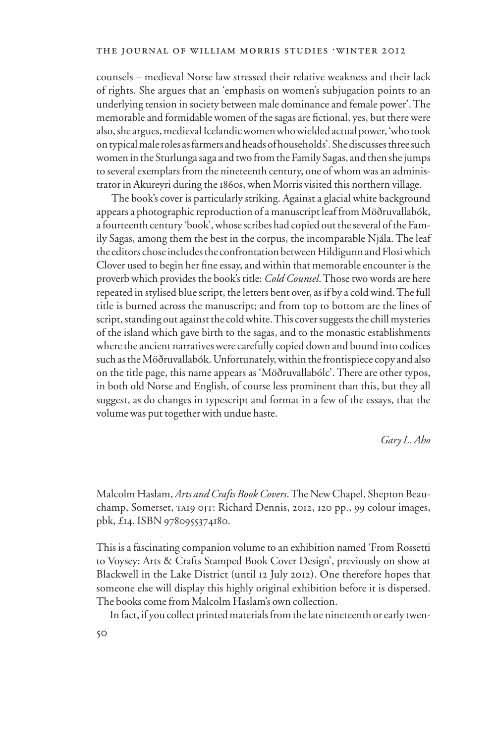counsels – medieval Norse law stressed their relative weakness and their lack of rights. She argues that an 'emphasis on women's subjugation points to an underlying tension in society between male dominance and female power'. The memorable and formidable women of the sagas are fictional, yes, but there were also, she argues, medieval Icelandic women who wielded actual power, 'who took on typical male roles as farmers and heads of households'. She discusses three such women in the Sturlunga saga and two from the Family Sagas, and then she jumps to several exemplars from the nineteenth century, one of whom was an administrator in Akureyri during the 1860s, when Morris visited this northern village.

The book's cover is particularly striking. Against a glacial white background appears a photographic reproduction of a manuscript leaf from Möðruvallabók, a fourteenth century 'book', whose scribes had copied out the several of the Family Sagas, among them the best in the corpus, the incomparable Njála. The leaf the editors chose includes the confrontation between Hildigunn and Flosi which Clover used to begin her fine essay, and within that memorable encounter is the proverb which provides the book's title: *Cold Counsel*. Those two words are here repeated in stylised blue script, the letters bent over, as if by a cold wind. The full title is burned across the manuscript; and from top to bottom are the lines of script, standing out against the cold white. This cover suggests the chill mysteries of the island which gave birth to the sagas, and to the monastic establishments where the ancient narratives were carefully copied down and bound into codices such as the Möðruvallabók. Unfortunately, within the frontispiece copy and also on the title page, this name appears as 'Möðruvallabólc'. There are other typos, in both old Norse and English, of course less prominent than this, but they all suggest, as do changes in typescript and format in a few of the essays, that the volume was put together with undue haste.

*Gary L. Aho*

Malcolm Haslam, *Arts and Crafts Book Covers*. The New Chapel, Shepton Beauchamp, Somerset, TA19 0JT: Richard Dennis, 2012, 120 pp., 99 colour images, pbk, £14. ISBN 9780955374180.

This is a fascinating companion volume to an exhibition named 'From Rossetti to Voysey: Arts & Crafts Stamped Book Cover Design', previously on show at Blackwell in the Lake District (until 12 July 2012). One therefore hopes that someone else will display this highly original exhibition before it is dispersed. The books come from Malcolm Haslam's own collection.

In fact, if you collect printed materials from the late nineteenth or early twen-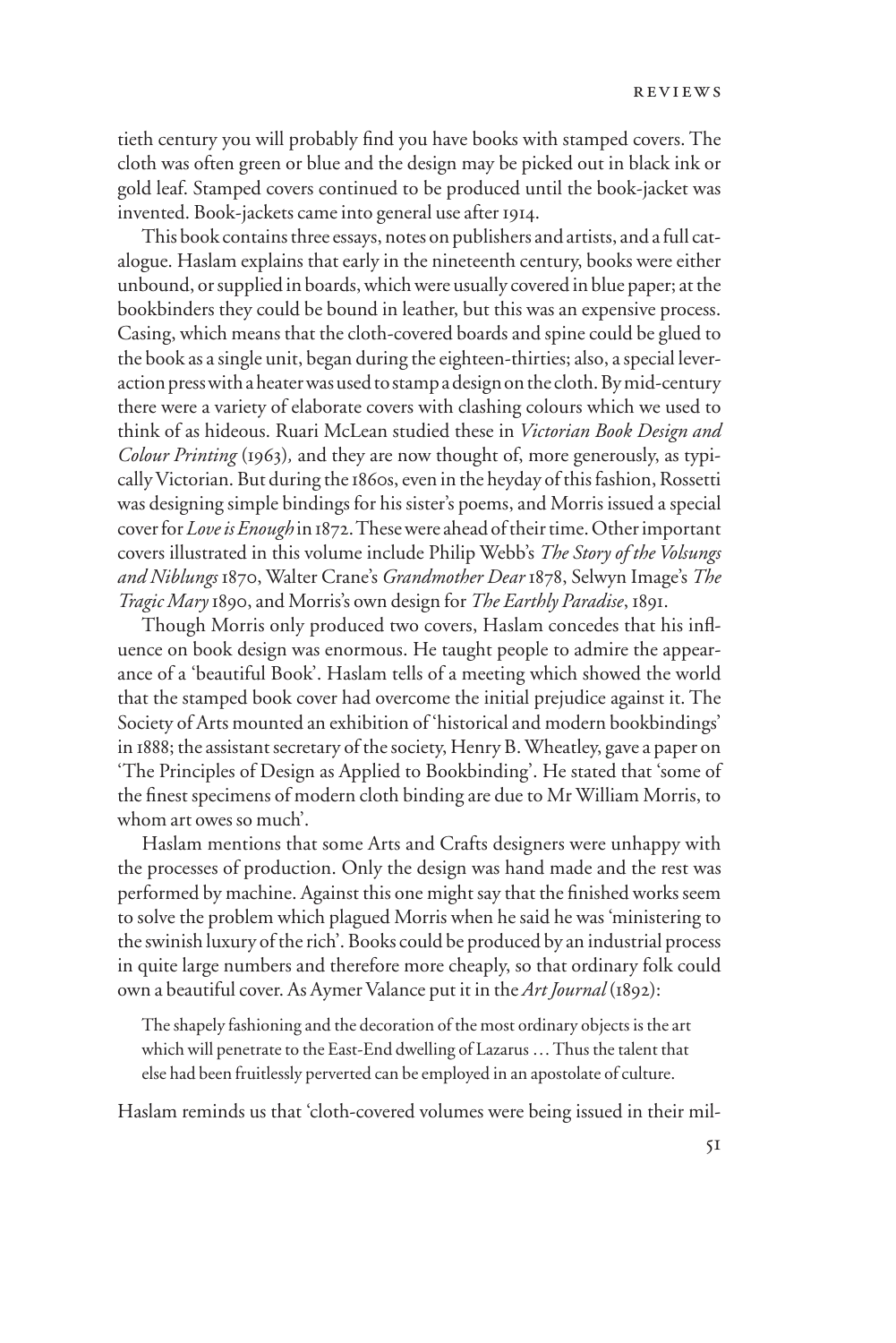tieth century you will probably find you have books with stamped covers. The cloth was often green or blue and the design may be picked out in black ink or gold leaf. Stamped covers continued to be produced until the book-jacket was invented. Book-jackets came into general use after 1914.

This book contains three essays, notes on publishers and artists, and a full catalogue. Haslam explains that early in the nineteenth century, books were either unbound, or supplied in boards, which were usually covered in blue paper; at the bookbinders they could be bound in leather, but this was an expensive process. Casing, which means that the cloth-covered boards and spine could be glued to the book as a single unit, began during the eighteen-thirties; also, a special lever-action press with a heater was used to stamp a design on the cloth. By mid-century there were a variety of elaborate covers with clashing colours which we used to think of as hideous. Ruari McLean studied these in *Victorian Book Design and Colour Printing* (1963), and they are now thought of, more generously, as typically Victorian. But during the 1860s, even in the heyday of this fashion, Rossetti was designing simple bindings for his sister's poems, and Morris issued a special cover for *Love is Enough* in 1872. These were ahead of their time. Other important covers illustrated in this volume include Philip Webb's *The Story of the Volsungs and Niblungs* 1870, Walter Crane's *Grandmother Dear* 1878, Selwyn Image's *The Tragic Mary* 1890, and Morris's own design for *The Earthly Paradise*, 1891.

Though Morris only produced two covers, Haslam concedes that his influence on book design was enormous. He taught people to admire the appearance of a 'beautiful Book'. Haslam tells of a meeting which showed the world that the stamped book cover had overcome the initial prejudice against it. The Society of Arts mounted an exhibition of 'historical and modern bookbindings' in 1888; the assistant secretary of the society, Henry B. Wheatley, gave a paper on 'The Principles of Design as Applied to Bookbinding'. He stated that 'some of the finest specimens of modern cloth binding are due to Mr William Morris, to whom art owes so much'.

Haslam mentions that some Arts and Crafts designers were unhappy with the processes of production. Only the design was hand made and the rest was performed by machine. Against this one might say that the finished works seem to solve the problem which plagued Morris when he said he was 'ministering to the swinish luxury of the rich'. Books could be produced by an industrial process in quite large numbers and therefore more cheaply, so that ordinary folk could own a beautiful cover. As Aymer Valance put it in the *Art Journal* (1892):

> The shapely fashioning and the decoration of the most ordinary objects is the art which will penetrate to the East-End dwelling of Lazarus ... Thus the talent that else had been fruitlessly perverted can be employed in an apostolate of culture.

Haslam reminds us that 'cloth-covered volumes were being issued in their mil-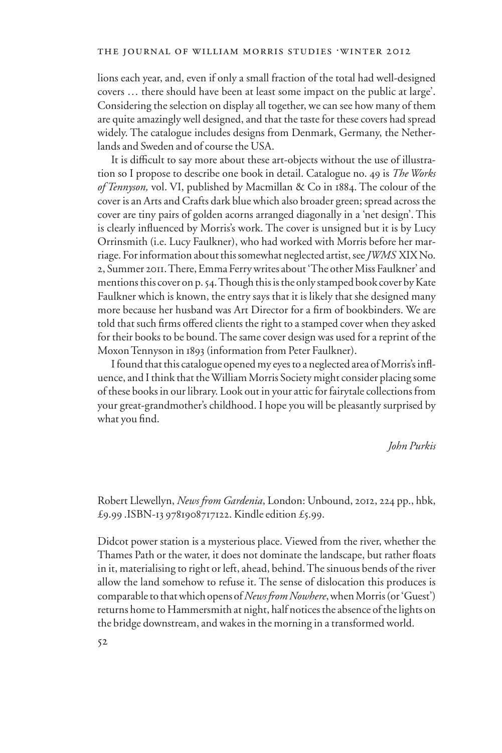lions each year, and, even if only a small fraction of the total had well-designed covers … there should have been at least some impact on the public at large'. Considering the selection on display all together, we can see how many of them are quite amazingly well designed, and that the taste for these covers had spread widely. The catalogue includes designs from Denmark, Germany, the Netherlands and Sweden and of course the USA.

It is difficult to say more about these art-objects without the use of illustration so I propose to describe one book in detail. Catalogue no. 49 is *The Works of Tennyson,* vol. VI, published by Macmillan & Co in 1884. The colour of the cover is an Arts and Crafts dark blue which also broader green; spread across the cover are tiny pairs of golden acorns arranged diagonally in a 'net design'. This is clearly influenced by Morris's work. The cover is unsigned but it is by Lucy Orrinsmith (i.e. Lucy Faulkner), who had worked with Morris before her marriage. For information about this somewhat neglected artist, see *JWMS* XIX No. 2, Summer 2011. There, Emma Ferry writes about 'The other Miss Faulkner' and mentions this cover on p. 54. Though this is the only stamped book cover by Kate Faulkner which is known, the entry says that it is likely that she designed many more because her husband was Art Director for a firm of bookbinders. We are told that such firms offered clients the right to a stamped cover when they asked for their books to be bound. The same cover design was used for a reprint of the Moxon Tennyson in 1893 (information from Peter Faulkner).

I found that this catalogue opened my eyes to a neglected area of Morris's influence, and I think that the William Morris Society might consider placing some of these books in our library. Look out in your attic for fairytale collections from your great-grandmother's childhood. I hope you will be pleasantly surprised by what you find.

*John Purkis*

Robert Llewellyn, *News from Gardenia*, London: Unbound, 2012, 224 pp., hbk, £9.99 .ISBN-13 9781908717122. Kindle edition £5.99.

Didcot power station is a mysterious place. Viewed from the river, whether the Thames Path or the water, it does not dominate the landscape, but rather floats in it, materialising to right or left, ahead, behind. The sinuous bends of the river allow the land somehow to refuse it. The sense of dislocation this produces is comparable to that which opens of *News from Nowhere*, when Morris (or 'Guest') returns home to Hammersmith at night, half notices the absence of the lights on the bridge downstream, and wakes in the morning in a transformed world.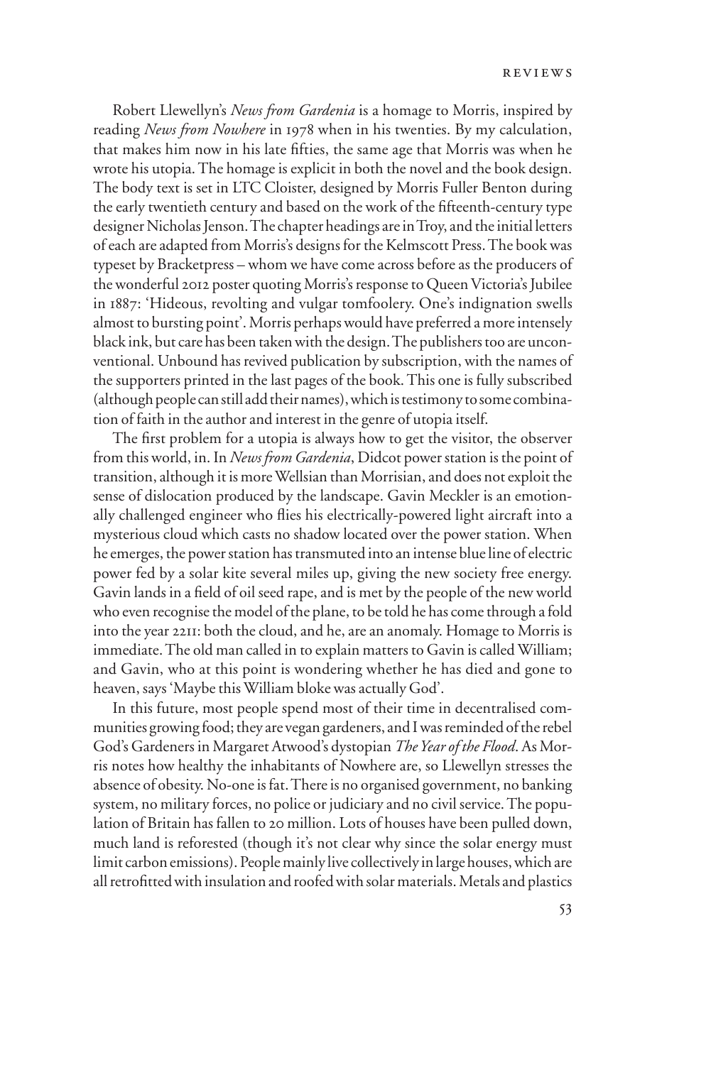Robert Llewellyn's *News from Gardenia* is a homage to Morris, inspired by reading *News from Nowhere* in 1978 when in his twenties. By my calculation, that makes him now in his late fifties, the same age that Morris was when he wrote his utopia. The homage is explicit in both the novel and the book design. The body text is set in LTC Cloister, designed by Morris Fuller Benton during the early twentieth century and based on the work of the fifteenth-century type designer Nicholas Jenson. The chapter headings are in Troy, and the initial letters of each are adapted from Morris's designs for the Kelmscott Press. The book was typeset by Bracketpress – whom we have come across before as the producers of the wonderful 2012 poster quoting Morris's response to Queen Victoria's Jubilee in 1887: 'Hideous, revolting and vulgar tomfoolery. One's indignation swells almost to bursting point'. Morris perhaps would have preferred a more intensely black ink, but care has been taken with the design. The publishers too are unconventional. Unbound has revived publication by subscription, with the names of the supporters printed in the last pages of the book. This one is fully subscribed (although people can still add their names), which is testimony to some combination of faith in the author and interest in the genre of utopia itself.

The first problem for a utopia is always how to get the visitor, the observer from this world, in. In *News from Gardenia*, Didcot power station is the point of transition, although it is more Wellsian than Morrisian, and does not exploit the sense of dislocation produced by the landscape. Gavin Meckler is an emotionally challenged engineer who flies his electrically-powered light aircraft into a mysterious cloud which casts no shadow located over the power station. When he emerges, the power station has transmuted into an intense blue line of electric power fed by a solar kite several miles up, giving the new society free energy. Gavin lands in a field of oil seed rape, and is met by the people of the new world who even recognise the model of the plane, to be told he has come through a fold into the year 2211: both the cloud, and he, are an anomaly. Homage to Morris is immediate. The old man called in to explain matters to Gavin is called William; and Gavin, who at this point is wondering whether he has died and gone to heaven, says 'Maybe this William bloke was actually God'.

In this future, most people spend most of their time in decentralised communities growing food; they are vegan gardeners, and I was reminded of the rebel God's Gardeners in Margaret Atwood's dystopian *The Year of the Flood*. As Morris notes how healthy the inhabitants of Nowhere are, so Llewellyn stresses the absence of obesity. No-one is fat. There is no organised government, no banking system, no military forces, no police or judiciary and no civil service. The population of Britain has fallen to 20 million. Lots of houses have been pulled down, much land is reforested (though it's not clear why since the solar energy must limit carbon emissions). People mainly live collectively in large houses, which are all retrofitted with insulation and roofed with solar materials. Metals and plastics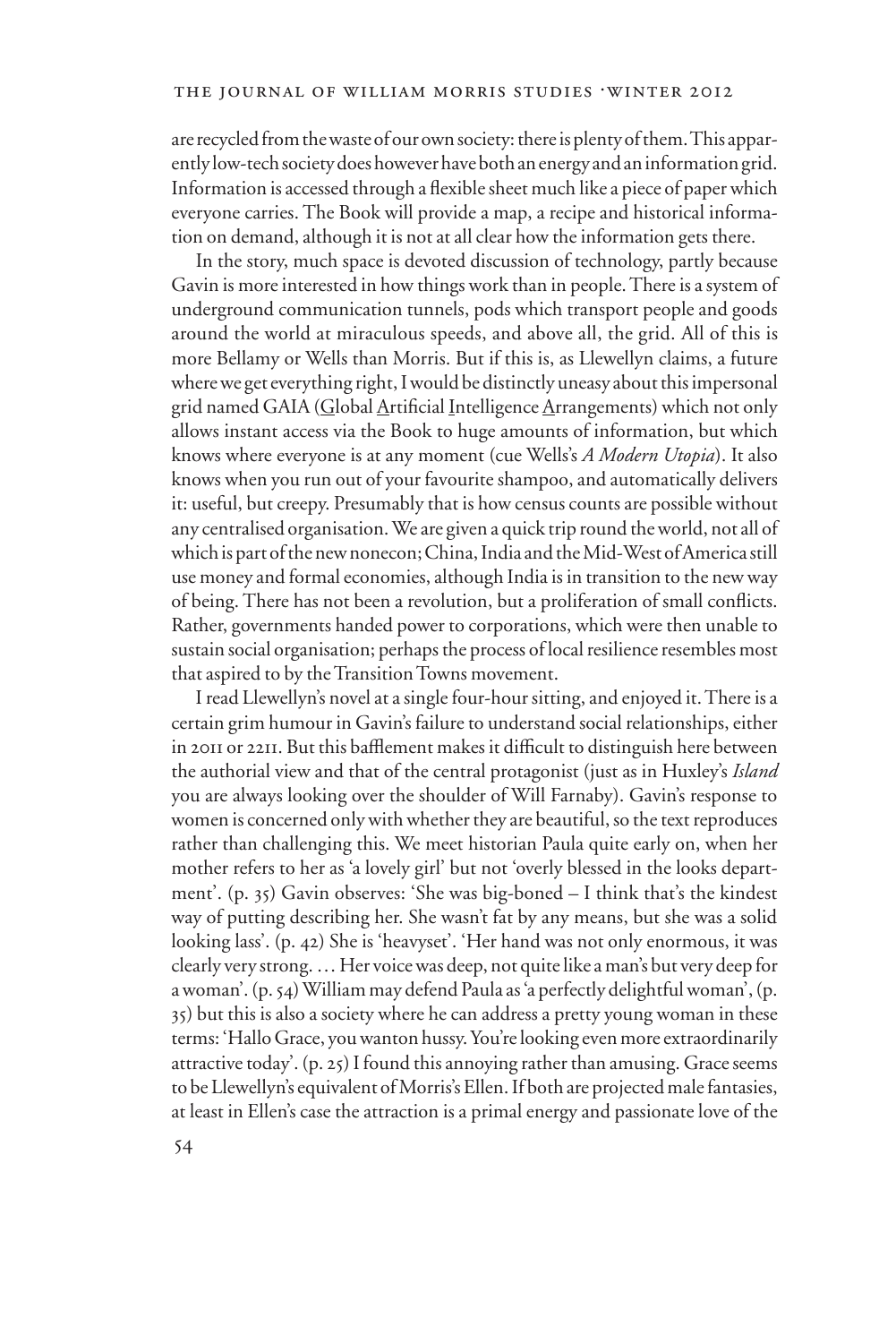are recycled from the waste of our own society: there is plenty of them. This apparently low-tech society does however have both an energy and an information grid. Information is accessed through a flexible sheet much like a piece of paper which everyone carries. The Book will provide a map, a recipe and historical information on demand, although it is not at all clear how the information gets there.

In the story, much space is devoted discussion of technology, partly because Gavin is more interested in how things work than in people. There is a system of underground communication tunnels, pods which transport people and goods around the world at miraculous speeds, and above all, the grid. All of this is more Bellamy or Wells than Morris. But if this is, as Llewellyn claims, a future where we get everything right, I would be distinctly uneasy about this impersonal grid named GAIA (Global Artificial Intelligence Arrangements) which not only allows instant access via the Book to huge amounts of information, but which knows where everyone is at any moment (cue Wells's *A Modern Utopia*). It also knows when you run out of your favourite shampoo, and automatically delivers it: useful, but creepy. Presumably that is how census counts are possible without any centralised organisation. We are given a quick trip round the world, not all of which is part of the new nonecon; China, India and the Mid-West of America still use money and formal economies, although India is in transition to the new way of being. There has not been a revolution, but a proliferation of small conflicts. Rather, governments handed power to corporations, which were then unable to sustain social organisation; perhaps the process of local resilience resembles most that aspired to by the Transition Towns movement.

I read Llewellyn's novel at a single four-hour sitting, and enjoyed it. There is a certain grim humour in Gavin's failure to understand social relationships, either in 2011 or 2211. But this bafflement makes it difficult to distinguish here between the authorial view and that of the central protagonist (just as in Huxley's *Island* you are always looking over the shoulder of Will Farnaby). Gavin's response to women is concerned only with whether they are beautiful, so the text reproduces rather than challenging this. We meet historian Paula quite early on, when her mother refers to her as 'a lovely girl' but not 'overly blessed in the looks department'. (p. 35) Gavin observes: 'She was big-boned – I think that's the kindest way of putting describing her. She wasn't fat by any means, but she was a solid looking lass'. (p. 42) She is 'heavyset'. 'Her hand was not only enormous, it was clearly very strong. … Her voice was deep, not quite like a man's but very deep for a woman'. (p. 54) William may defend Paula as 'a perfectly delightful woman', (p. 35) but this is also a society where he can address a pretty young woman in these terms: 'Hallo Grace, you wanton hussy. You're looking even more extraordinarily attractive today'. (p. 25) I found this annoying rather than amusing. Grace seems to be Llewellyn's equivalent of Morris's Ellen. If both are projected male fantasies, at least in Ellen's case the attraction is a primal energy and passionate love of the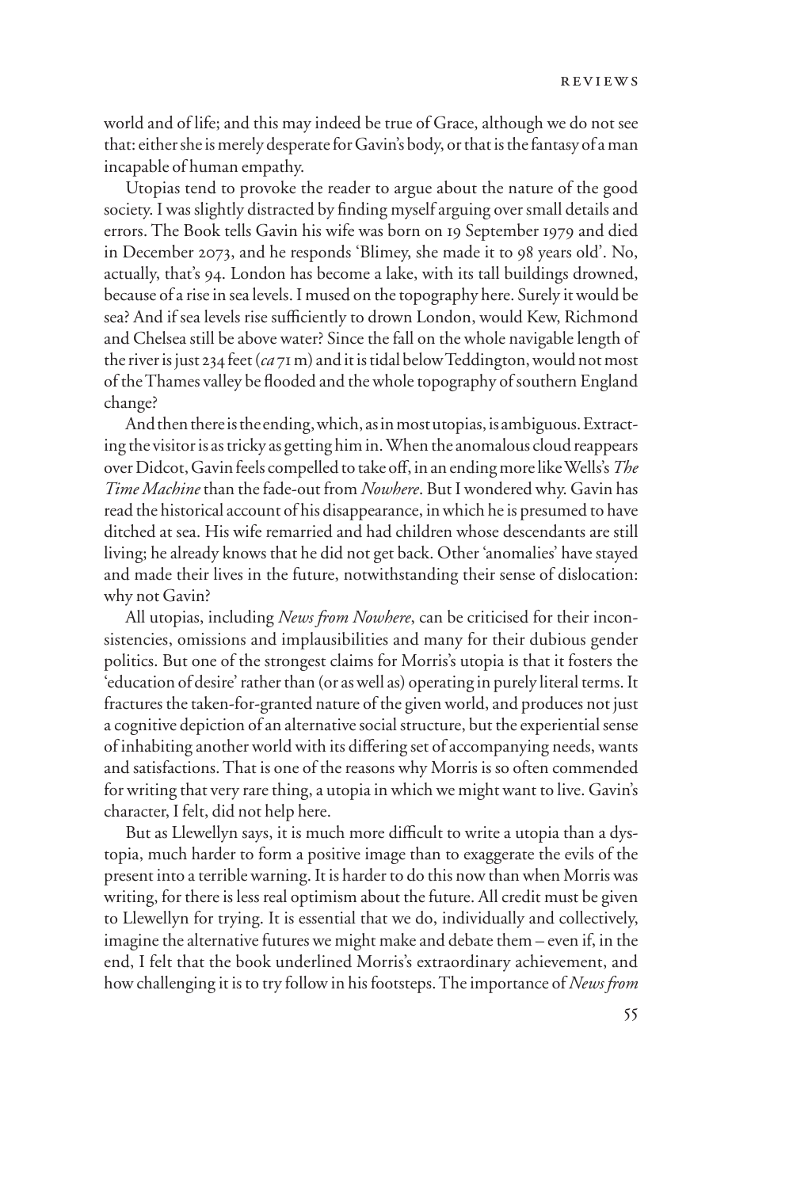world and of life; and this may indeed be true of Grace, although we do not see that: either she is merely desperate for Gavin's body, or that is the fantasy of a man incapable of human empathy.

Utopias tend to provoke the reader to argue about the nature of the good society. I was slightly distracted by finding myself arguing over small details and errors. The Book tells Gavin his wife was born on 19 September 1979 and died in December 2073, and he responds 'Blimey, she made it to 98 years old'. No, actually, that's 94. London has become a lake, with its tall buildings drowned, because of a rise in sea levels. I mused on the topography here. Surely it would be sea? And if sea levels rise sufficiently to drown London, would Kew, Richmond and Chelsea still be above water? Since the fall on the whole navigable length of the river is just 234 feet (*ca* 71 m) and it is tidal below Teddington, would not most of the Thames valley be flooded and the whole topography of southern England change?

And then there is the ending, which, as in most utopias, is ambiguous. Extracting the visitor is as tricky as getting him in. When the anomalous cloud reappears over Didcot, Gavin feels compelled to take off, in an ending more like Wells's *The Time Machine* than the fade-out from *Nowhere*. But I wondered why. Gavin has read the historical account of his disappearance, in which he is presumed to have ditched at sea. His wife remarried and had children whose descendants are still living; he already knows that he did not get back. Other 'anomalies' have stayed and made their lives in the future, notwithstanding their sense of dislocation: why not Gavin?

All utopias, including *News from Nowhere*, can be criticised for their inconsistencies, omissions and implausibilities and many for their dubious gender politics. But one of the strongest claims for Morris's utopia is that it fosters the 'education of desire' rather than (or as well as) operating in purely literal terms. It fractures the taken-for-granted nature of the given world, and produces not just a cognitive depiction of an alternative social structure, but the experiential sense of inhabiting another world with its differing set of accompanying needs, wants and satisfactions. That is one of the reasons why Morris is so often commended for writing that very rare thing, a utopia in which we might want to live. Gavin's character, I felt, did not help here.

But as Llewellyn says, it is much more difficult to write a utopia than a dystopia, much harder to form a positive image than to exaggerate the evils of the present into a terrible warning. It is harder to do this now than when Morris was writing, for there is less real optimism about the future. All credit must be given to Llewellyn for trying. It is essential that we do, individually and collectively, imagine the alternative futures we might make and debate them – even if, in the end, I felt that the book underlined Morris's extraordinary achievement, and how challenging it is to try follow in his footsteps. The importance of *News from*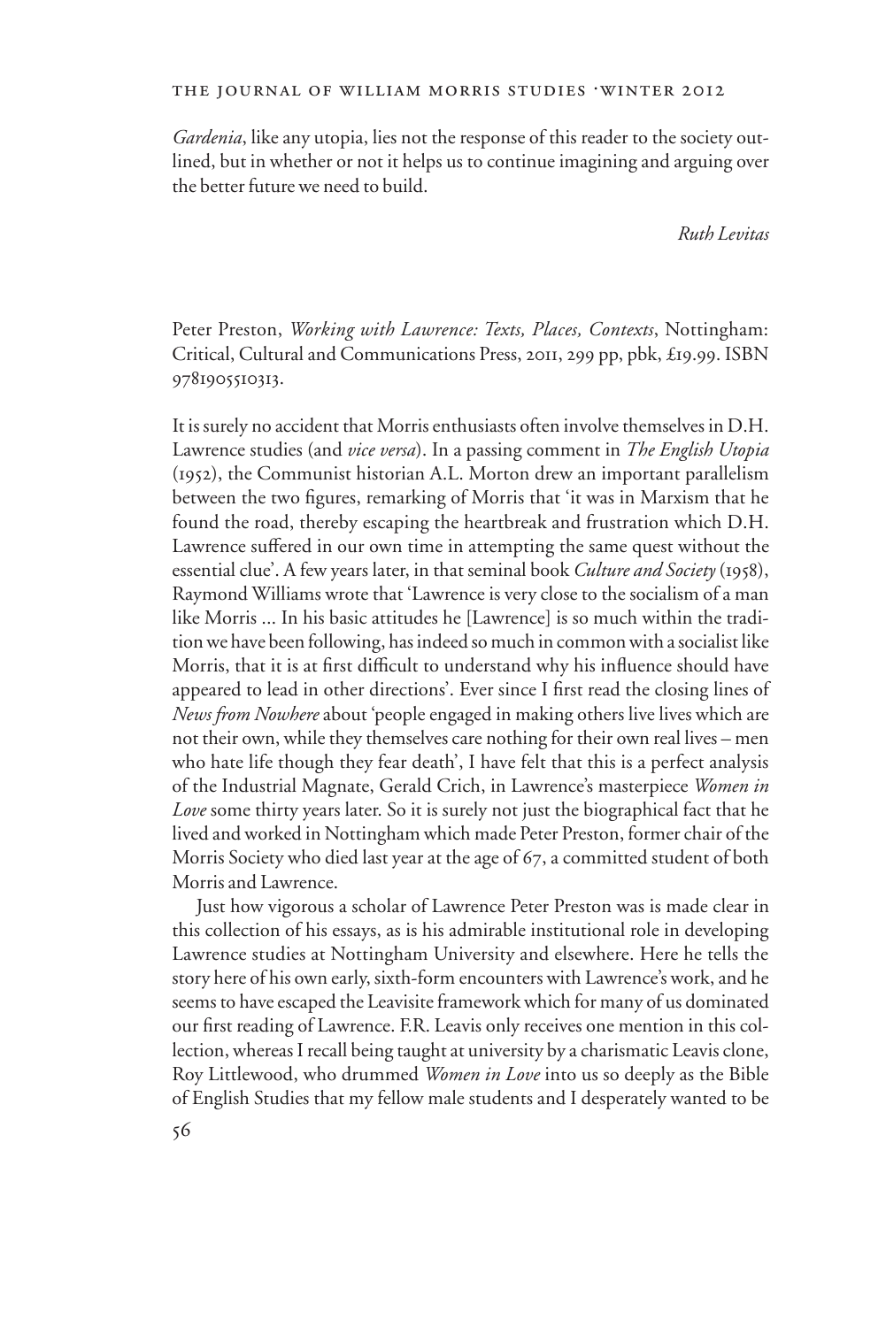*Gardenia*, like any utopia, lies not the response of this reader to the society outlined, but in whether or not it helps us to continue imagining and arguing over the better future we need to build.

*Ruth Levitas*

Peter Preston, *Working with Lawrence: Texts, Places, Contexts*, Nottingham: Critical, Cultural and Communications Press, 2011, 299 pp, pbk, £19.99. ISBN 9781905510313.

It is surely no accident that Morris enthusiasts often involve themselves in D.H. Lawrence studies (and *vice versa*). In a passing comment in *The English Utopia* (1952), the Communist historian A.L. Morton drew an important parallelism between the two figures, remarking of Morris that 'it was in Marxism that he found the road, thereby escaping the heartbreak and frustration which D.H. Lawrence suffered in our own time in attempting the same quest without the essential clue'. A few years later, in that seminal book *Culture and Society* (1958), Raymond Williams wrote that 'Lawrence is very close to the socialism of a man like Morris ... In his basic attitudes he [Lawrence] is so much within the tradition we have been following, has indeed so much in common with a socialist like Morris, that it is at first difficult to understand why his influence should have appeared to lead in other directions'. Ever since I first read the closing lines of *News from Nowhere* about 'people engaged in making others live lives which are not their own, while they themselves care nothing for their own real lives – men who hate life though they fear death', I have felt that this is a perfect analysis of the Industrial Magnate, Gerald Crich, in Lawrence's masterpiece *Women in Love* some thirty years later. So it is surely not just the biographical fact that he lived and worked in Nottingham which made Peter Preston, former chair of the Morris Society who died last year at the age of 67, a committed student of both Morris and Lawrence.

Just how vigorous a scholar of Lawrence Peter Preston was is made clear in this collection of his essays, as is his admirable institutional role in developing Lawrence studies at Nottingham University and elsewhere. Here he tells the story here of his own early, sixth-form encounters with Lawrence's work, and he seems to have escaped the Leavisite framework which for many of us dominated our first reading of Lawrence. F.R. Leavis only receives one mention in this collection, whereas I recall being taught at university by a charismatic Leavis clone, Roy Littlewood, who drummed *Women in Love* into us so deeply as the Bible of English Studies that my fellow male students and I desperately wanted to be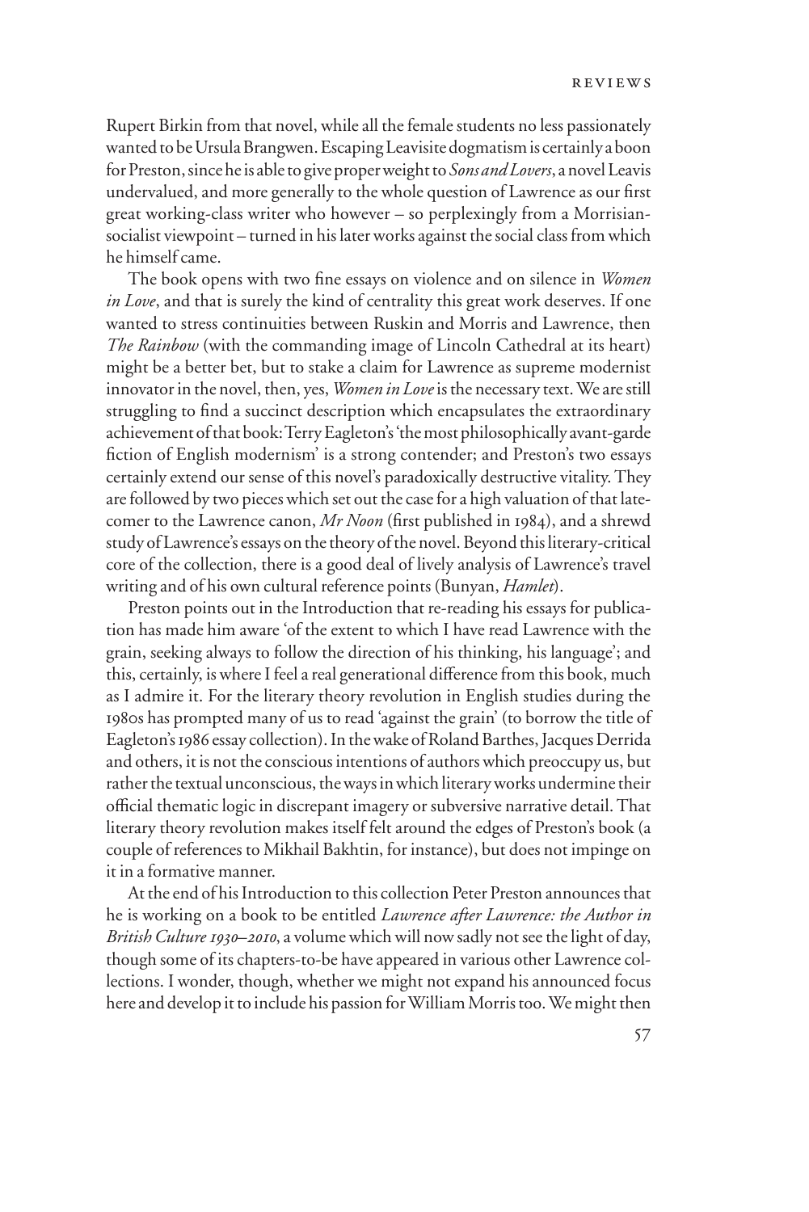Rupert Birkin from that novel, while all the female students no less passionately wanted to be Ursula Brangwen. Escaping Leavisite dogmatism is certainly a boon for Preston, since he is able to give proper weight to *Sons and Lovers*, a novel Leavis undervalued, and more generally to the whole question of Lawrence as our first great working-class writer who however – so perplexingly from a Morrisian-socialist viewpoint – turned in his later works against the social class from which he himself came.

The book opens with two fine essays on violence and on silence in *Women in Love*, and that is surely the kind of centrality this great work deserves. If one wanted to stress continuities between Ruskin and Morris and Lawrence, then *The Rainbow* (with the commanding image of Lincoln Cathedral at its heart) might be a better bet, but to stake a claim for Lawrence as supreme modernist innovator in the novel, then, yes, *Women in Love* is the necessary text. We are still struggling to find a succinct description which encapsulates the extraordinary achievement of that book: Terry Eagleton's 'the most philosophically avant-garde fiction of English modernism' is a strong contender; and Preston's two essays certainly extend our sense of this novel's paradoxically destructive vitality. They are followed by two pieces which set out the case for a high valuation of that late-comer to the Lawrence canon, *Mr Noon* (first published in 1984), and a shrewd study of Lawrence's essays on the theory of the novel. Beyond this literary-critical core of the collection, there is a good deal of lively analysis of Lawrence's travel writing and of his own cultural reference points (Bunyan, *Hamlet*).

Preston points out in the Introduction that re-reading his essays for publication has made him aware 'of the extent to which I have read Lawrence with the grain, seeking always to follow the direction of his thinking, his language'; and this, certainly, is where I feel a real generational difference from this book, much as I admire it. For the literary theory revolution in English studies during the 1980s has prompted many of us to read 'against the grain' (to borrow the title of Eagleton's 1986 essay collection). In the wake of Roland Barthes, Jacques Derrida and others, it is not the conscious intentions of authors which preoccupy us, but rather the textual unconscious, the ways in which literary works undermine their official thematic logic in discrepant imagery or subversive narrative detail. That literary theory revolution makes itself felt around the edges of Preston's book (a couple of references to Mikhail Bakhtin, for instance), but does not impinge on it in a formative manner.

At the end of his Introduction to this collection Peter Preston announces that he is working on a book to be entitled *Lawrence after Lawrence: the Author in British Culture 1930–2010*, a volume which will now sadly not see the light of day, though some of its chapters-to-be have appeared in various other Lawrence collections. I wonder, though, whether we might not expand his announced focus here and develop it to include his passion for William Morris too. We might then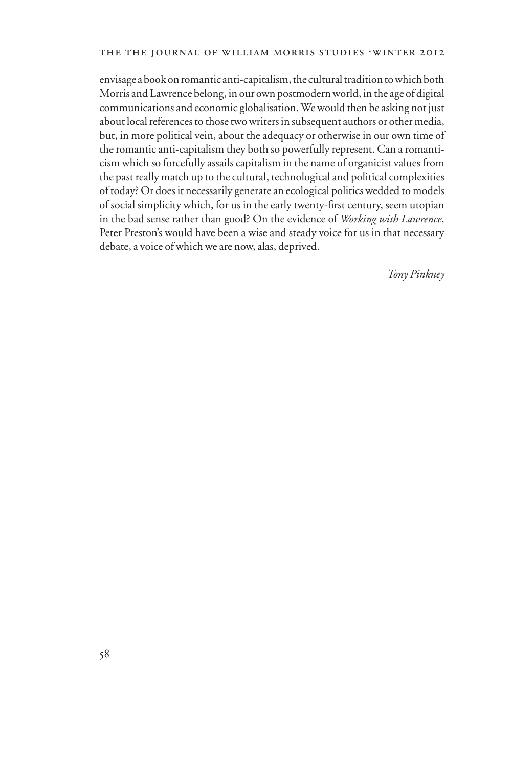envisage a book on romantic anti-capitalism, the cultural tradition to which both Morris and Lawrence belong, in our own postmodern world, in the age of digital communications and economic globalisation. We would then be asking not just about local references to those two writers in subsequent authors or other media, but, in more political vein, about the adequacy or otherwise in our own time of the romantic anti-capitalism they both so powerfully represent. Can a romanticism which so forcefully assails capitalism in the name of organicist values from the past really match up to the cultural, technological and political complexities of today? Or does it necessarily generate an ecological politics wedded to models of social simplicity which, for us in the early twenty-first century, seem utopian in the bad sense rather than good? On the evidence of *Working with Lawrence*, Peter Preston's would have been a wise and steady voice for us in that necessary debate, a voice of which we are now, alas, deprived.

*Tony Pinkney*